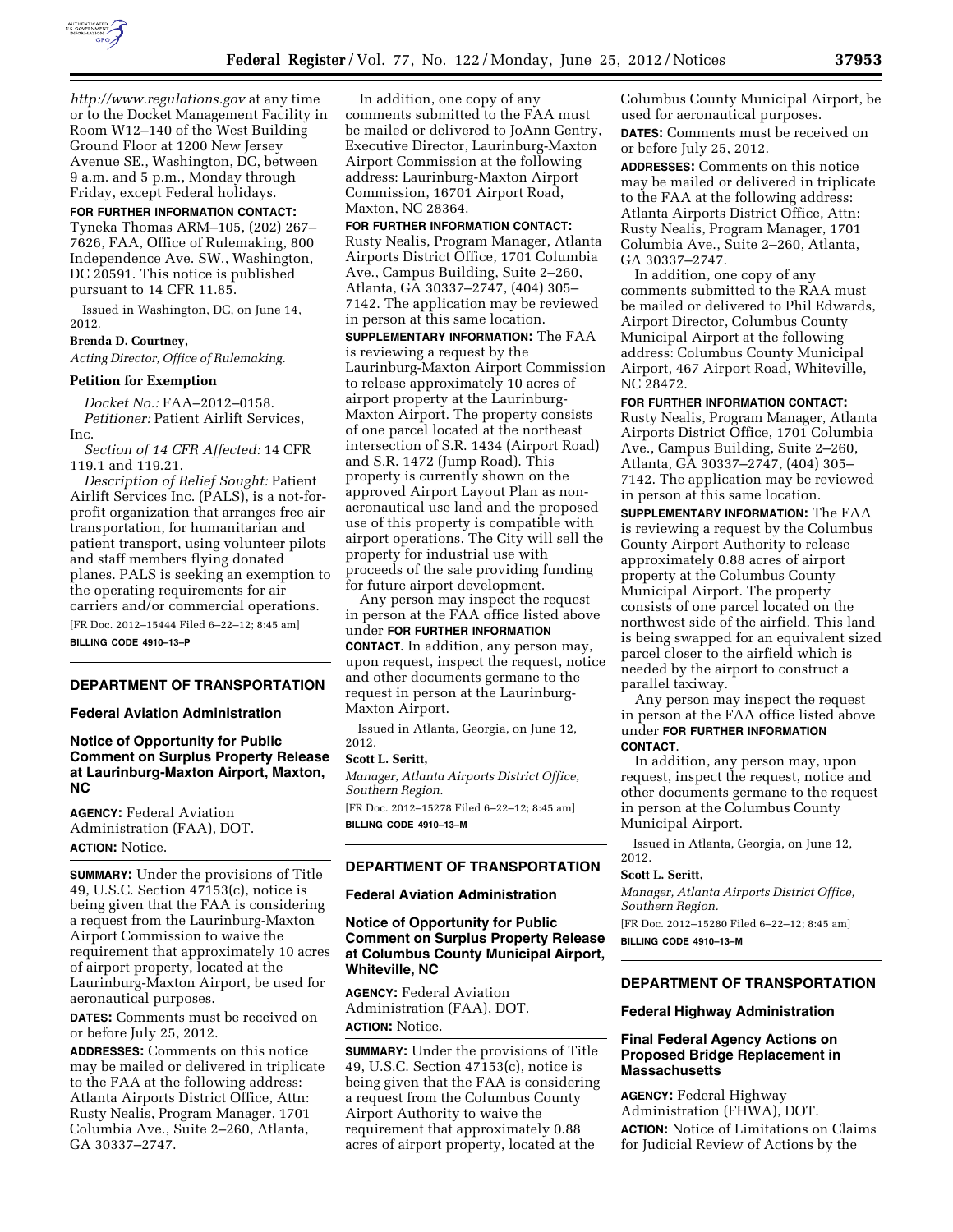*http://www.regulations.gov* at any time or to the Docket Management Facility in Room W12–140 of the West Building Ground Floor at 1200 New Jersey Avenue SE., Washington, DC, between 9 a.m. and 5 p.m., Monday through Friday, except Federal holidays.

**FOR FURTHER INFORMATION CONTACT:** Tyneka Thomas ARM–105, (202) 267–7626, FAA, Office of Rulemaking, 800 Independence Ave. SW., Washington, DC 20591. This notice is published pursuant to 14 CFR 11.85.

Issued in Washington, DC, on June 14, 2012.

**Brenda D. Courtney,**

*Acting Director, Office of Rulemaking.*

### Petition for Exemption

*Docket No.:* FAA–2012–0158.

*Petitioner:* Patient Airlift Services, Inc.

*Section of 14 CFR Affected:* 14 CFR 119.1 and 119.21.

*Description of Relief Sought:* Patient Airlift Services Inc. (PALS), is a not-for-profit organization that arranges free air transportation, for humanitarian and patient transport, using volunteer pilots and staff members flying donated planes. PALS is seeking an exemption to the operating requirements for air carriers and/or commercial operations.

[FR Doc. 2012–15444 Filed 6–22–12; 8:45 am]

**BILLING CODE 4910–13–P**

## DEPARTMENT OF TRANSPORTATION

### Federal Aviation Administration

### Notice of Opportunity for Public Comment on Surplus Property Release at Laurinburg-Maxton Airport, Maxton, NC

**AGENCY:** Federal Aviation Administration (FAA), DOT.

**ACTION:** Notice.

**SUMMARY:** Under the provisions of Title 49, U.S.C. Section 47153(c), notice is being given that the FAA is considering a request from the Laurinburg-Maxton Airport Commission to waive the requirement that approximately 10 acres of airport property, located at the Laurinburg-Maxton Airport, be used for aeronautical purposes.

**DATES:** Comments must be received on or before July 25, 2012.

**ADDRESSES:** Comments on this notice may be mailed or delivered in triplicate to the FAA at the following address: Atlanta Airports District Office, Attn: Rusty Nealis, Program Manager, 1701 Columbia Ave., Suite 2–260, Atlanta, GA 30337–2747.

In addition, one copy of any comments submitted to the FAA must be mailed or delivered to JoAnn Gentry, Executive Director, Laurinburg-Maxton Airport Commission at the following address: Laurinburg-Maxton Airport Commission, 16701 Airport Road, Maxton, NC 28364.

**FOR FURTHER INFORMATION CONTACT:** Rusty Nealis, Program Manager, Atlanta Airports District Office, 1701 Columbia Ave., Campus Building, Suite 2–260, Atlanta, GA 30337–2747, (404) 305–7142. The application may be reviewed in person at this same location.

**SUPPLEMENTARY INFORMATION:** The FAA is reviewing a request by the Laurinburg-Maxton Airport Commission to release approximately 10 acres of airport property at the Laurinburg-Maxton Airport. The property consists of one parcel located at the northeast intersection of S.R. 1434 (Airport Road) and S.R. 1472 (Jump Road). This property is currently shown on the approved Airport Layout Plan as non-aeronautical use land and the proposed use of this property is compatible with airport operations. The City will sell the property for industrial use with proceeds of the sale providing funding for future airport development.

Any person may inspect the request in person at the FAA office listed above under **FOR FURTHER INFORMATION CONTACT**. In addition, any person may, upon request, inspect the request, notice and other documents germane to the request in person at the Laurinburg-Maxton Airport.

Issued in Atlanta, Georgia, on June 12, 2012.

**Scott L. Seritt,**

*Manager, Atlanta Airports District Office, Southern Region.*

[FR Doc. 2012–15278 Filed 6–22–12; 8:45 am]

**BILLING CODE 4910–13–M**

## DEPARTMENT OF TRANSPORTATION

### Federal Aviation Administration

### Notice of Opportunity for Public Comment on Surplus Property Release at Columbus County Municipal Airport, Whiteville, NC

**AGENCY:** Federal Aviation Administration (FAA), DOT.

**ACTION:** Notice.

**SUMMARY:** Under the provisions of Title 49, U.S.C. Section 47153(c), notice is being given that the FAA is considering a request from the Columbus County Airport Authority to waive the requirement that approximately 0.88 acres of airport property, located at the Columbus County Municipal Airport, be used for aeronautical purposes.

**DATES:** Comments must be received on or before July 25, 2012.

**ADDRESSES:** Comments on this notice may be mailed or delivered in triplicate to the FAA at the following address: Atlanta Airports District Office, Attn: Rusty Nealis, Program Manager, 1701 Columbia Ave., Suite 2–260, Atlanta, GA 30337–2747.

In addition, one copy of any comments submitted to the RAA must be mailed or delivered to Phil Edwards, Airport Director, Columbus County Municipal Airport at the following address: Columbus County Municipal Airport, 467 Airport Road, Whiteville, NC 28472.

**FOR FURTHER INFORMATION CONTACT:** Rusty Nealis, Program Manager, Atlanta Airports District Office, 1701 Columbia Ave., Campus Building, Suite 2–260, Atlanta, GA 30337–2747, (404) 305–7142. The application may be reviewed in person at this same location.

**SUPPLEMENTARY INFORMATION:** The FAA is reviewing a request by the Columbus County Airport Authority to release approximately 0.88 acres of airport property at the Columbus County Municipal Airport. The property consists of one parcel located on the northwest side of the airfield. This land is being swapped for an equivalent sized parcel closer to the airfield which is needed by the airport to construct a parallel taxiway.

Any person may inspect the request in person at the FAA office listed above under **FOR FURTHER INFORMATION CONTACT**.

In addition, any person may, upon request, inspect the request, notice and other documents germane to the request in person at the Columbus County Municipal Airport.

Issued in Atlanta, Georgia, on June 12, 2012.

**Scott L. Seritt,**

*Manager, Atlanta Airports District Office, Southern Region.*

[FR Doc. 2012–15280 Filed 6–22–12; 8:45 am]

**BILLING CODE 4910–13–M**

## DEPARTMENT OF TRANSPORTATION

### Federal Highway Administration

### Final Federal Agency Actions on Proposed Bridge Replacement in Massachusetts

**AGENCY:** Federal Highway Administration (FHWA), DOT.

**ACTION:** Notice of Limitations on Claims for Judicial Review of Actions by the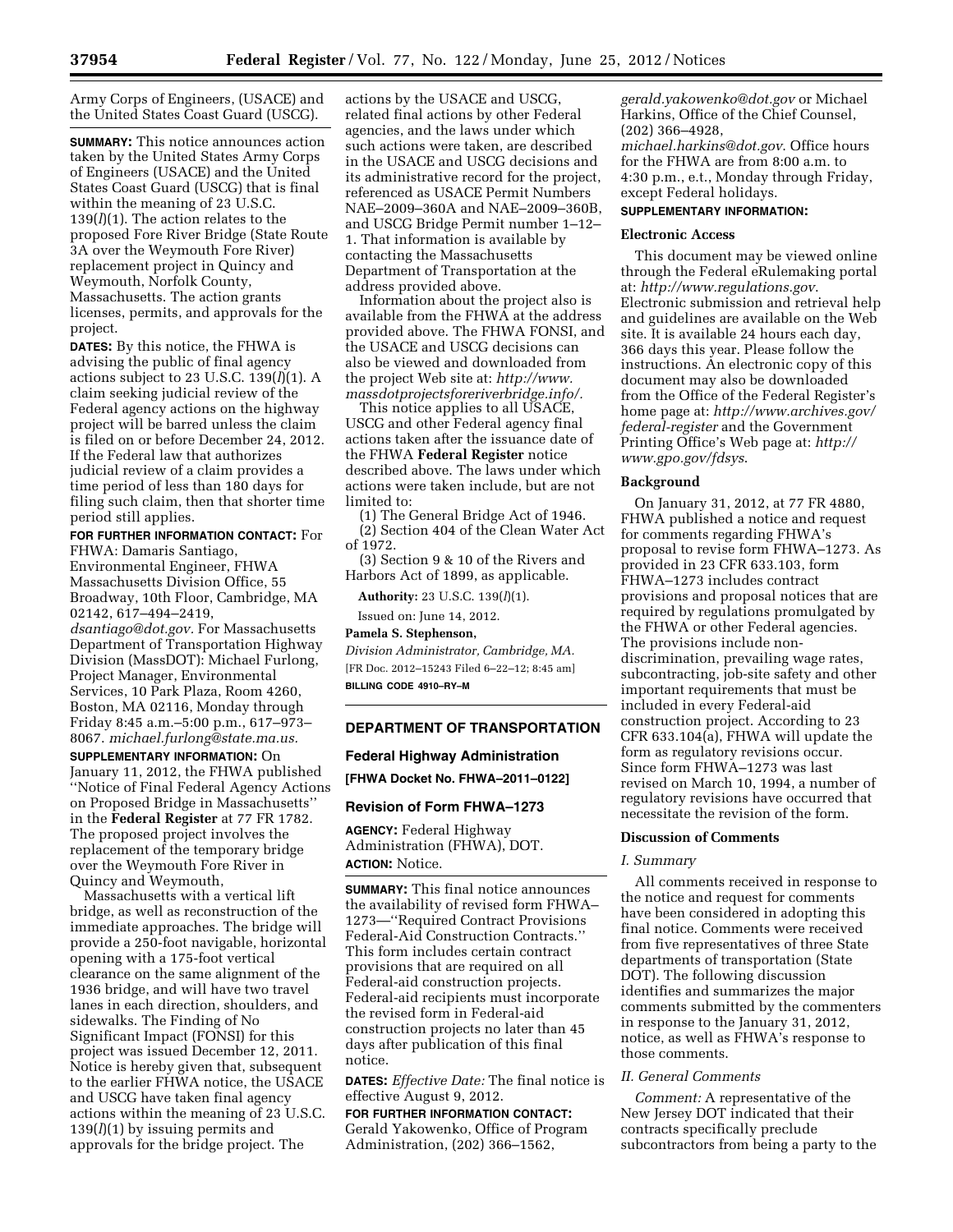Army Corps of Engineers, (USACE) and the United States Coast Guard (USCG).

**SUMMARY:** This notice announces action taken by the United States Army Corps of Engineers (USACE) and the United States Coast Guard (USCG) that is final within the meaning of 23 U.S.C. 139(*l*)(1). The action relates to the proposed Fore River Bridge (State Route 3A over the Weymouth Fore River) replacement project in Quincy and Weymouth, Norfolk County, Massachusetts. The action grants licenses, permits, and approvals for the project.

**DATES:** By this notice, the FHWA is advising the public of final agency actions subject to 23 U.S.C. 139(*l*)(1). A claim seeking judicial review of the Federal agency actions on the highway project will be barred unless the claim is filed on or before December 24, 2012. If the Federal law that authorizes judicial review of a claim provides a time period of less than 180 days for filing such claim, then that shorter time period still applies.

**FOR FURTHER INFORMATION CONTACT:** For FHWA: Damaris Santiago, Environmental Engineer, FHWA Massachusetts Division Office, 55 Broadway, 10th Floor, Cambridge, MA 02142, 617–494–2419, *dsantiago@dot.gov*. For Massachusetts Department of Transportation Highway Division (MassDOT): Michael Furlong, Project Manager, Environmental Services, 10 Park Plaza, Room 4260, Boston, MA 02116, Monday through Friday 8:45 a.m.–5:00 p.m., 617–973–8067. *michael.furlong@state.ma.us*.

**SUPPLEMENTARY INFORMATION:** On January 11, 2012, the FHWA published ''Notice of Final Federal Agency Actions on Proposed Bridge in Massachusetts'' in the **Federal Register** at 77 FR 1782. The proposed project involves the replacement of the temporary bridge over the Weymouth Fore River in Quincy and Weymouth, Massachusetts with a vertical lift bridge, as well as reconstruction of the immediate approaches. The bridge will provide a 250-foot navigable, horizontal opening with a 175-foot vertical clearance on the same alignment of the 1936 bridge, and will have two travel lanes in each direction, shoulders, and sidewalks. The Finding of No Significant Impact (FONSI) for this project was issued December 12, 2011. Notice is hereby given that, subsequent to the earlier FHWA notice, the USACE and USCG have taken final agency actions within the meaning of 23 U.S.C. 139(*l*)(1) by issuing permits and approvals for the bridge project. The actions by the USACE and USCG, related final actions by other Federal agencies, and the laws under which such actions were taken, are described in the USACE and USCG decisions and its administrative record for the project, referenced as USACE Permit Numbers NAE–2009–360A and NAE–2009–360B, and USCG Bridge Permit number 1–12–1. That information is available by contacting the Massachusetts Department of Transportation at the address provided above.

Information about the project also is available from the FHWA at the address provided above. The FHWA FONSI, and the USACE and USCG decisions can also be viewed and downloaded from the project Web site at: *http://www.massdotprojectsforeriverbridge.info/*.

This notice applies to all USACE, USCG and other Federal agency final actions taken after the issuance date of the FHWA **Federal Register** notice described above. The laws under which actions were taken include, but are not limited to:

(1) The General Bridge Act of 1946.
(2) Section 404 of the Clean Water Act of 1972.
(3) Section 9 & 10 of the Rivers and Harbors Act of 1899, as applicable.

**Authority:** 23 U.S.C. 139(*l*)(1).

Issued on: June 14, 2012.

**Pamela S. Stephenson,**
*Division Administrator, Cambridge, MA.*

[FR Doc. 2012–15243 Filed 6–22–12; 8:45 am]

**BILLING CODE 4910–RY–M**

## DEPARTMENT OF TRANSPORTATION

### Federal Highway Administration

**[FHWA Docket No. FHWA–2011–0122]**

### Revision of Form FHWA–1273

**AGENCY:** Federal Highway Administration (FHWA), DOT.

**ACTION:** Notice.

**SUMMARY:** This final notice announces the availability of revised form FHWA–1273—''Required Contract Provisions Federal-Aid Construction Contracts.'' This form includes certain contract provisions that are required on all Federal-aid construction projects. Federal-aid recipients must incorporate the revised form in Federal-aid construction projects no later than 45 days after publication of this final notice.

**DATES:** *Effective Date:* The final notice is effective August 9, 2012.

**FOR FURTHER INFORMATION CONTACT:** Gerald Yakowenko, Office of Program Administration, (202) 366–1562, *gerald.yakowenko@dot.gov* or Michael Harkins, Office of the Chief Counsel, (202) 366–4928, *michael.harkins@dot.gov*. Office hours for the FHWA are from 8:00 a.m. to 4:30 p.m., e.t., Monday through Friday, except Federal holidays.

**SUPPLEMENTARY INFORMATION:**

#### Electronic Access

This document may be viewed online through the Federal eRulemaking portal at: *http://www.regulations.gov*. Electronic submission and retrieval help and guidelines are available on the Web site. It is available 24 hours each day, 366 days this year. Please follow the instructions. An electronic copy of this document may also be downloaded from the Office of the Federal Register's home page at: *http://www.archives.gov/federal-register* and the Government Printing Office's Web page at: *http://www.gpo.gov/fdsys*.

#### Background

On January 31, 2012, at 77 FR 4880, FHWA published a notice and request for comments regarding FHWA's proposal to revise form FHWA–1273. As provided in 23 CFR 633.103, form FHWA–1273 includes contract provisions and proposal notices that are required by regulations promulgated by the FHWA or other Federal agencies. The provisions include non-discrimination, prevailing wage rates, subcontracting, job-site safety and other important requirements that must be included in every Federal-aid construction project. According to 23 CFR 633.104(a), FHWA will update the form as regulatory revisions occur. Since form FHWA–1273 was last revised on March 10, 1994, a number of regulatory revisions have occurred that necessitate the revision of the form.

#### Discussion of Comments

*I. Summary*

All comments received in response to the notice and request for comments have been considered in adopting this final notice. Comments were received from five representatives of three State departments of transportation (State DOT). The following discussion identifies and summarizes the major comments submitted by the commenters in response to the January 31, 2012, notice, as well as FHWA's response to those comments.

*II. General Comments*

*Comment:* A representative of the New Jersey DOT indicated that their contracts specifically preclude subcontractors from being a party to the